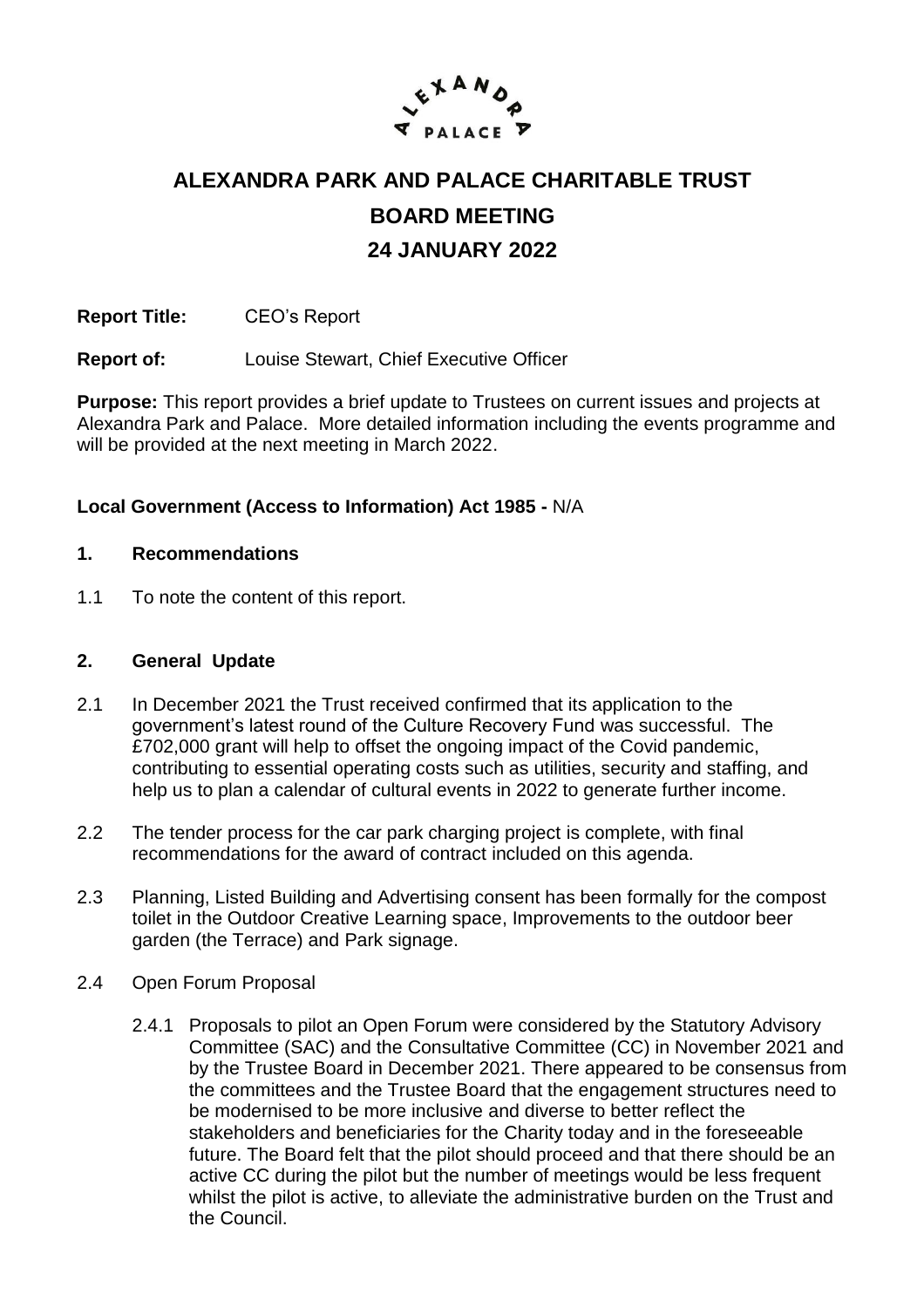# ALEXANDRA PARK AND PALACE CHARITABLE TRUST

# BOARD MEETING

# 24 JANUARY 2022

**Report Title:** CEO's Report

**Report of:** Louise Stewart, Chief Executive Officer

**Purpose:** This report provides a brief update to Trustees on current issues and projects at Alexandra Park and Palace. More detailed information including the events programme and will be provided at the next meeting in March 2022.

**Local Government (Access to Information) Act 1985 -** N/A

## 1. Recommendations

1.1 To note the content of this report.

## 2. General Update

2.1 In December 2021 the Trust received confirmed that its application to the government's latest round of the Culture Recovery Fund was successful. The £702,000 grant will help to offset the ongoing impact of the Covid pandemic, contributing to essential operating costs such as utilities, security and staffing, and help us to plan a calendar of cultural events in 2022 to generate further income.

2.2 The tender process for the car park charging project is complete, with final recommendations for the award of contract included on this agenda.

2.3 Planning, Listed Building and Advertising consent has been formally for the compost toilet in the Outdoor Creative Learning space, Improvements to the outdoor beer garden (the Terrace) and Park signage.

2.4 Open Forum Proposal

2.4.1 Proposals to pilot an Open Forum were considered by the Statutory Advisory Committee (SAC) and the Consultative Committee (CC) in November 2021 and by the Trustee Board in December 2021. There appeared to be consensus from the committees and the Trustee Board that the engagement structures need to be modernised to be more inclusive and diverse to better reflect the stakeholders and beneficiaries for the Charity today and in the foreseeable future. The Board felt that the pilot should proceed and that there should be an active CC during the pilot but the number of meetings would be less frequent whilst the pilot is active, to alleviate the administrative burden on the Trust and the Council.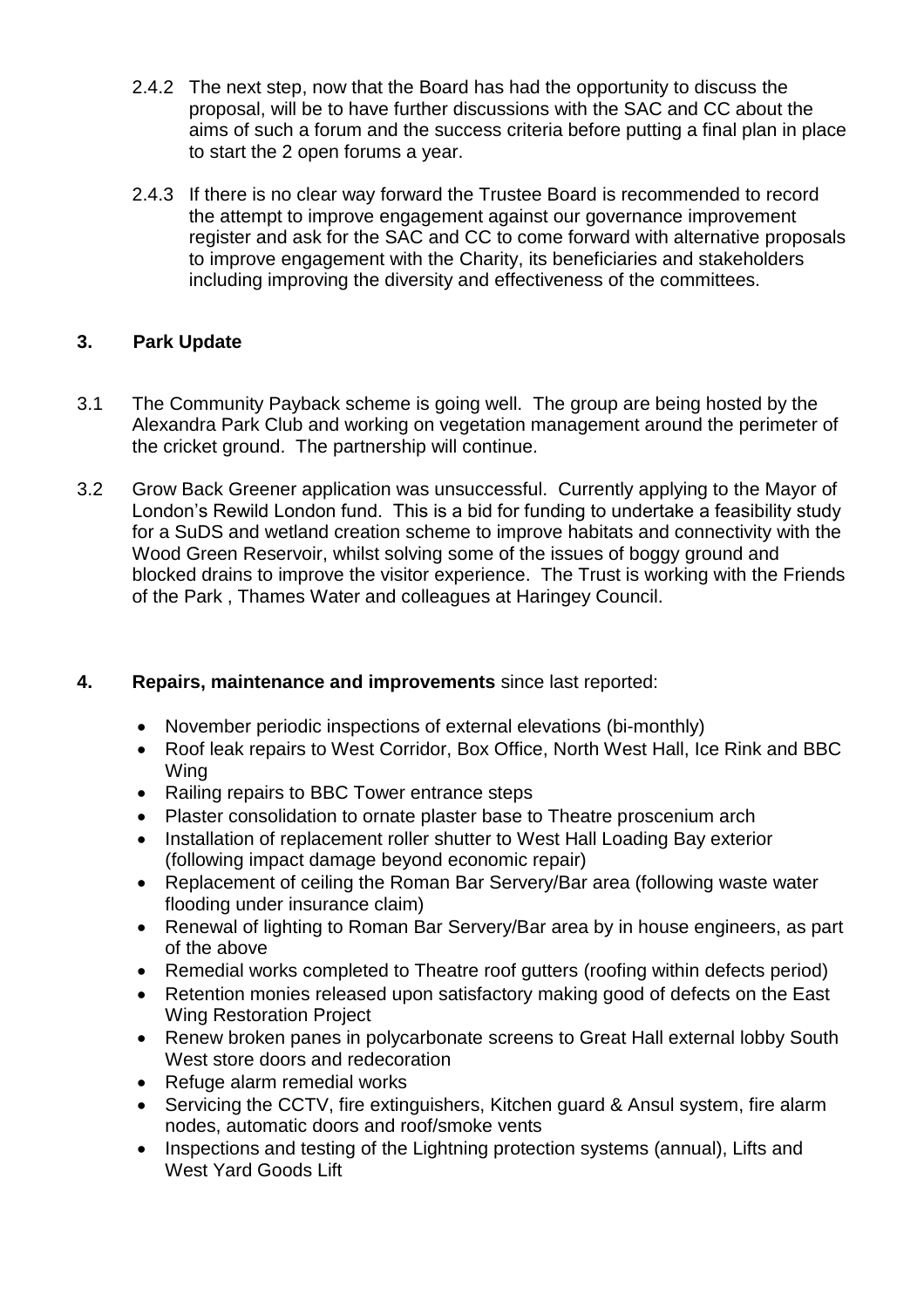2.4.2 The next step, now that the Board has had the opportunity to discuss the proposal, will be to have further discussions with the SAC and CC about the aims of such a forum and the success criteria before putting a final plan in place to start the 2 open forums a year.

2.4.3 If there is no clear way forward the Trustee Board is recommended to record the attempt to improve engagement against our governance improvement register and ask for the SAC and CC to come forward with alternative proposals to improve engagement with the Charity, its beneficiaries and stakeholders including improving the diversity and effectiveness of the committees.

## 3. Park Update

3.1 The Community Payback scheme is going well. The group are being hosted by the Alexandra Park Club and working on vegetation management around the perimeter of the cricket ground. The partnership will continue.

3.2 Grow Back Greener application was unsuccessful. Currently applying to the Mayor of London's Rewild London fund. This is a bid for funding to undertake a feasibility study for a SuDS and wetland creation scheme to improve habitats and connectivity with the Wood Green Reservoir, whilst solving some of the issues of boggy ground and blocked drains to improve the visitor experience. The Trust is working with the Friends of the Park , Thames Water and colleagues at Haringey Council.

## 4. Repairs, maintenance and improvements since last reported:

- November periodic inspections of external elevations (bi-monthly)
- Roof leak repairs to West Corridor, Box Office, North West Hall, Ice Rink and BBC Wing
- Railing repairs to BBC Tower entrance steps
- Plaster consolidation to ornate plaster base to Theatre proscenium arch
- Installation of replacement roller shutter to West Hall Loading Bay exterior (following impact damage beyond economic repair)
- Replacement of ceiling the Roman Bar Servery/Bar area (following waste water flooding under insurance claim)
- Renewal of lighting to Roman Bar Servery/Bar area by in house engineers, as part of the above
- Remedial works completed to Theatre roof gutters (roofing within defects period)
- Retention monies released upon satisfactory making good of defects on the East Wing Restoration Project
- Renew broken panes in polycarbonate screens to Great Hall external lobby South West store doors and redecoration
- Refuge alarm remedial works
- Servicing the CCTV, fire extinguishers, Kitchen guard & Ansul system, fire alarm nodes, automatic doors and roof/smoke vents
- Inspections and testing of the Lightning protection systems (annual), Lifts and West Yard Goods Lift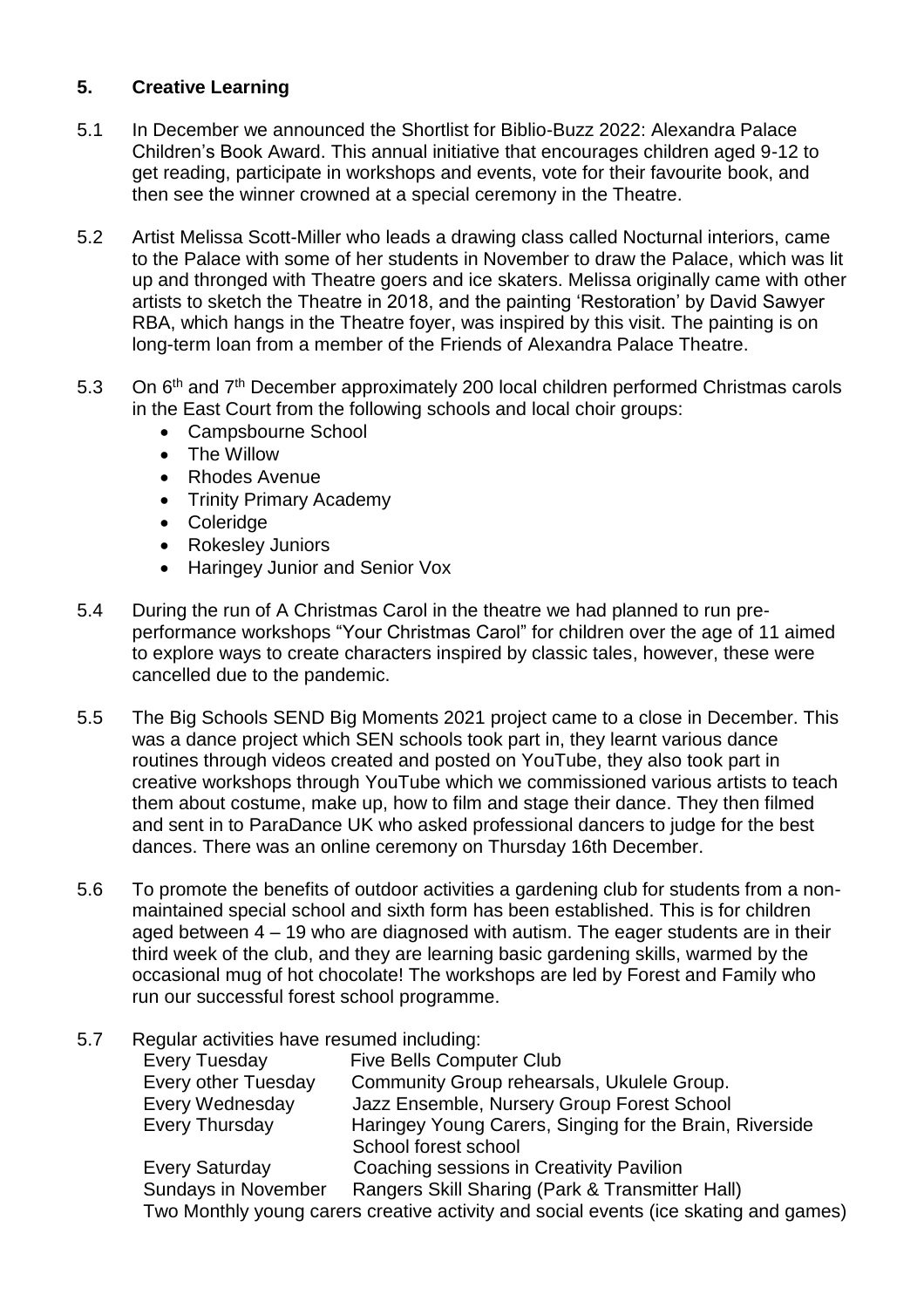## 5. Creative Learning

5.1 In December we announced the Shortlist for Biblio-Buzz 2022: Alexandra Palace Children's Book Award. This annual initiative that encourages children aged 9-12 to get reading, participate in workshops and events, vote for their favourite book, and then see the winner crowned at a special ceremony in the Theatre.

5.2 Artist Melissa Scott-Miller who leads a drawing class called Nocturnal interiors, came to the Palace with some of her students in November to draw the Palace, which was lit up and thronged with Theatre goers and ice skaters. Melissa originally came with other artists to sketch the Theatre in 2018, and the painting 'Restoration' by David Sawyer RBA, which hangs in the Theatre foyer, was inspired by this visit. The painting is on long-term loan from a member of the Friends of Alexandra Palace Theatre.

5.3 On 6th and 7th December approximately 200 local children performed Christmas carols in the East Court from the following schools and local choir groups:

- Campsbourne School
- The Willow
- Rhodes Avenue
- Trinity Primary Academy
- Coleridge
- Rokesley Juniors
- Haringey Junior and Senior Vox

5.4 During the run of A Christmas Carol in the theatre we had planned to run pre-performance workshops "Your Christmas Carol" for children over the age of 11 aimed to explore ways to create characters inspired by classic tales, however, these were cancelled due to the pandemic.

5.5 The Big Schools SEND Big Moments 2021 project came to a close in December. This was a dance project which SEN schools took part in, they learnt various dance routines through videos created and posted on YouTube, they also took part in creative workshops through YouTube which we commissioned various artists to teach them about costume, make up, how to film and stage their dance. They then filmed and sent in to ParaDance UK who asked professional dancers to judge for the best dances. There was an online ceremony on Thursday 16th December.

5.6 To promote the benefits of outdoor activities a gardening club for students from a non-maintained special school and sixth form has been established. This is for children aged between 4 – 19 who are diagnosed with autism. The eager students are in their third week of the club, and they are learning basic gardening skills, warmed by the occasional mug of hot chocolate! The workshops are led by Forest and Family who run our successful forest school programme.

5.7 Regular activities have resumed including:

| | |
|---|---|
| Every Tuesday | Five Bells Computer Club |
| Every other Tuesday | Community Group rehearsals, Ukulele Group. |
| Every Wednesday | Jazz Ensemble, Nursery Group Forest School |
| Every Thursday | Haringey Young Carers, Singing for the Brain, Riverside School forest school |
| Every Saturday | Coaching sessions in Creativity Pavilion |
| Sundays in November | Rangers Skill Sharing (Park & Transmitter Hall) |

Two Monthly young carers creative activity and social events (ice skating and games)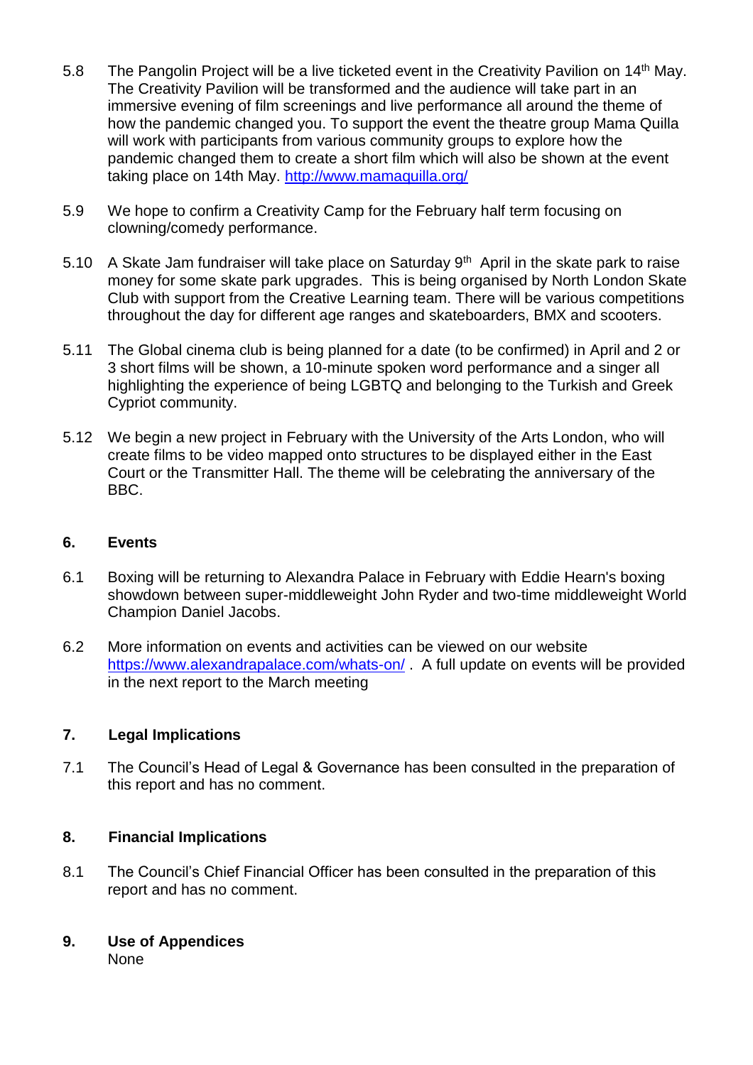5.8 The Pangolin Project will be a live ticketed event in the Creativity Pavilion on 14th May. The Creativity Pavilion will be transformed and the audience will take part in an immersive evening of film screenings and live performance all around the theme of how the pandemic changed you. To support the event the theatre group Mama Quilla will work with participants from various community groups to explore how the pandemic changed them to create a short film which will also be shown at the event taking place on 14th May. http://www.mamaquilla.org/

5.9 We hope to confirm a Creativity Camp for the February half term focusing on clowning/comedy performance.

5.10 A Skate Jam fundraiser will take place on Saturday 9th April in the skate park to raise money for some skate park upgrades. This is being organised by North London Skate Club with support from the Creative Learning team. There will be various competitions throughout the day for different age ranges and skateboarders, BMX and scooters.

5.11 The Global cinema club is being planned for a date (to be confirmed) in April and 2 or 3 short films will be shown, a 10-minute spoken word performance and a singer all highlighting the experience of being LGBTQ and belonging to the Turkish and Greek Cypriot community.

5.12 We begin a new project in February with the University of the Arts London, who will create films to be video mapped onto structures to be displayed either in the East Court or the Transmitter Hall. The theme will be celebrating the anniversary of the BBC.

## 6. Events

6.1 Boxing will be returning to Alexandra Palace in February with Eddie Hearn's boxing showdown between super-middleweight John Ryder and two-time middleweight World Champion Daniel Jacobs.

6.2 More information on events and activities can be viewed on our website https://www.alexandrapalace.com/whats-on/ . A full update on events will be provided in the next report to the March meeting

## 7. Legal Implications

7.1 The Council's Head of Legal & Governance has been consulted in the preparation of this report and has no comment.

## 8. Financial Implications

8.1 The Council's Chief Financial Officer has been consulted in the preparation of this report and has no comment.

## 9. Use of Appendices

None